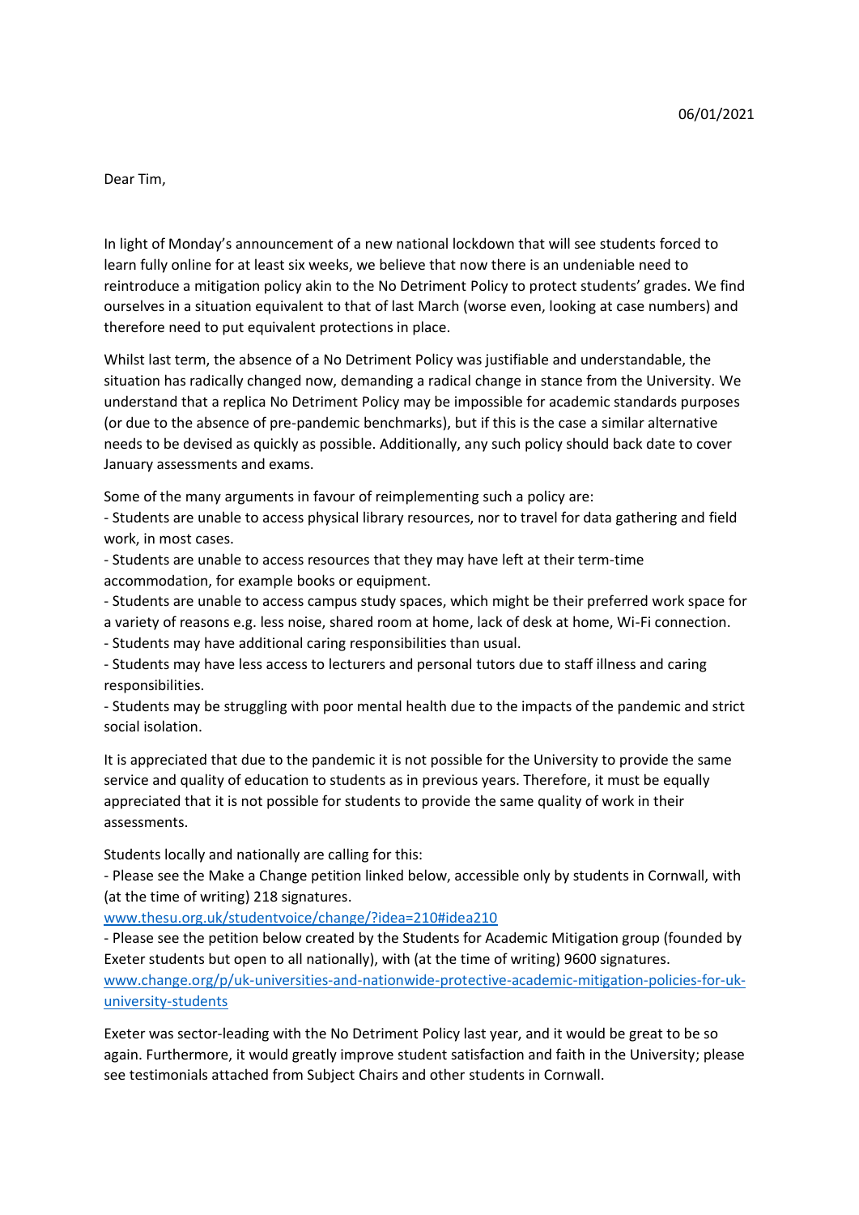06/01/2021

Dear Tim,

In light of Monday's announcement of a new national lockdown that will see students forced to learn fully online for at least six weeks, we believe that now there is an undeniable need to reintroduce a mitigation policy akin to the No Detriment Policy to protect students' grades. We find ourselves in a situation equivalent to that of last March (worse even, looking at case numbers) and therefore need to put equivalent protections in place.

Whilst last term, the absence of a No Detriment Policy was justifiable and understandable, the situation has radically changed now, demanding a radical change in stance from the University. We understand that a replica No Detriment Policy may be impossible for academic standards purposes (or due to the absence of pre-pandemic benchmarks), but if this is the case a similar alternative needs to be devised as quickly as possible. Additionally, any such policy should back date to cover January assessments and exams.

Some of the many arguments in favour of reimplementing such a policy are:

- Students are unable to access physical library resources, nor to travel for data gathering and field work, in most cases.
- Students are unable to access resources that they may have left at their term-time accommodation, for example books or equipment.
- Students are unable to access campus study spaces, which might be their preferred work space for a variety of reasons e.g. less noise, shared room at home, lack of desk at home, Wi-Fi connection.
- Students may have additional caring responsibilities than usual.
- Students may have less access to lecturers and personal tutors due to staff illness and caring responsibilities.
- Students may be struggling with poor mental health due to the impacts of the pandemic and strict social isolation.

It is appreciated that due to the pandemic it is not possible for the University to provide the same service and quality of education to students as in previous years. Therefore, it must be equally appreciated that it is not possible for students to provide the same quality of work in their assessments.

Students locally and nationally are calling for this:

- Please see the Make a Change petition linked below, accessible only by students in Cornwall, with (at the time of writing) 218 signatures.
[www.thesu.org.uk/studentvoice/change/?idea=210#idea210](www.thesu.org.uk/studentvoice/change/?idea=210#idea210)
- Please see the petition below created by the Students for Academic Mitigation group (founded by Exeter students but open to all nationally), with (at the time of writing) 9600 signatures.
[www.change.org/p/uk-universities-and-nationwide-protective-academic-mitigation-policies-for-uk-university-students](www.change.org/p/uk-universities-and-nationwide-protective-academic-mitigation-policies-for-uk-university-students)

Exeter was sector-leading with the No Detriment Policy last year, and it would be great to be so again. Furthermore, it would greatly improve student satisfaction and faith in the University; please see testimonials attached from Subject Chairs and other students in Cornwall.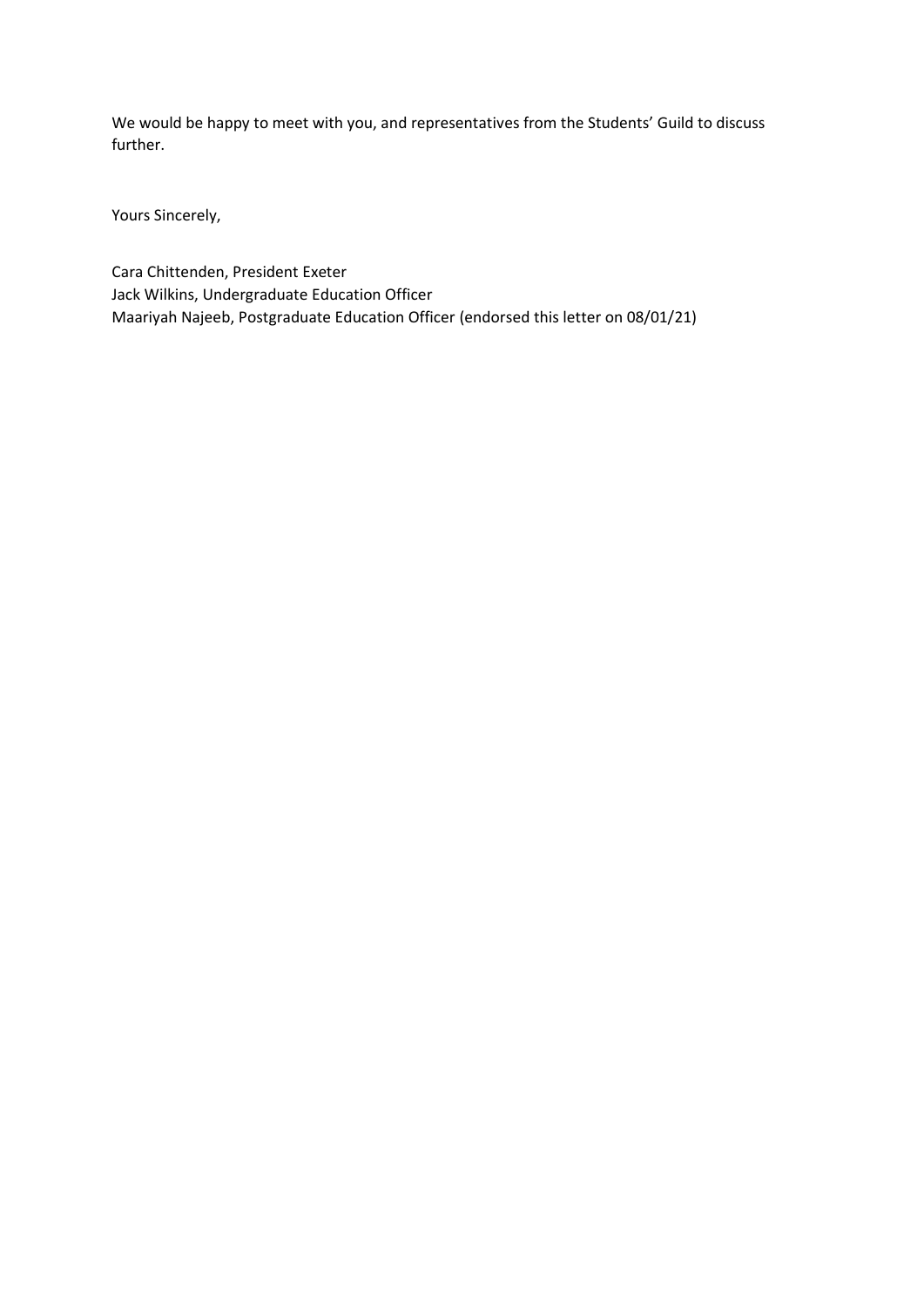We would be happy to meet with you, and representatives from the Students' Guild to discuss further.

Yours Sincerely,

Cara Chittenden, President Exeter
Jack Wilkins, Undergraduate Education Officer
Maariyah Najeeb, Postgraduate Education Officer (endorsed this letter on 08/01/21)